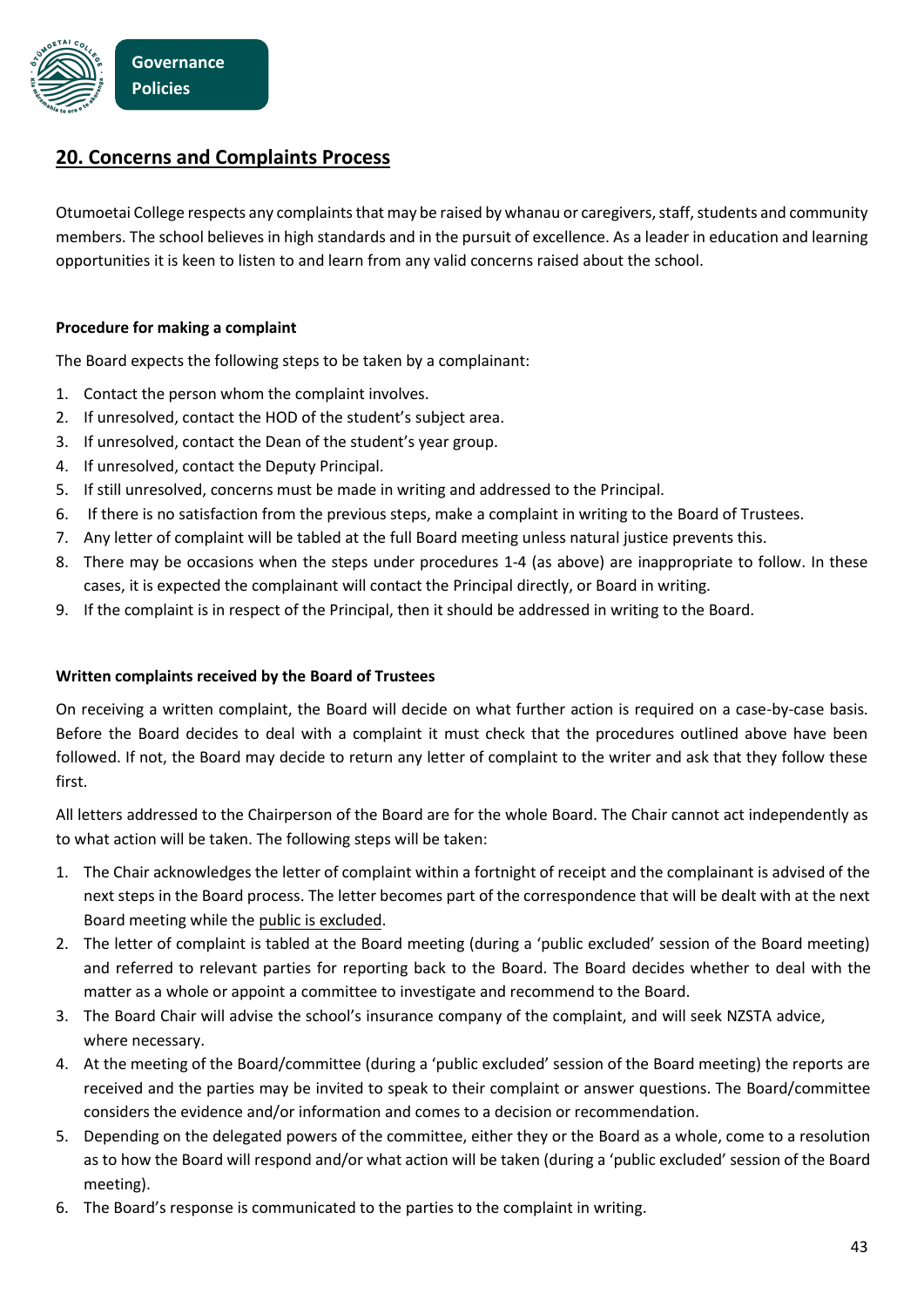## 20. Concerns and Complaints Process

Otumoetai College respects any complaints that may be raised by whanau or caregivers, staff, students and community members. The school believes in high standards and in the pursuit of excellence. As a leader in education and learning opportunities it is keen to listen to and learn from any valid concerns raised about the school.

**Procedure for making a complaint**

The Board expects the following steps to be taken by a complainant:

1. Contact the person whom the complaint involves.
2. If unresolved, contact the HOD of the student's subject area.
3. If unresolved, contact the Dean of the student's year group.
4. If unresolved, contact the Deputy Principal.
5. If still unresolved, concerns must be made in writing and addressed to the Principal.
6. If there is no satisfaction from the previous steps, make a complaint in writing to the Board of Trustees.
7. Any letter of complaint will be tabled at the full Board meeting unless natural justice prevents this.
8. There may be occasions when the steps under procedures 1-4 (as above) are inappropriate to follow. In these cases, it is expected the complainant will contact the Principal directly, or Board in writing.
9. If the complaint is in respect of the Principal, then it should be addressed in writing to the Board.

**Written complaints received by the Board of Trustees**

On receiving a written complaint, the Board will decide on what further action is required on a case-by-case basis. Before the Board decides to deal with a complaint it must check that the procedures outlined above have been followed. If not, the Board may decide to return any letter of complaint to the writer and ask that they follow these first.

All letters addressed to the Chairperson of the Board are for the whole Board. The Chair cannot act independently as to what action will be taken. The following steps will be taken:

1. The Chair acknowledges the letter of complaint within a fortnight of receipt and the complainant is advised of the next steps in the Board process. The letter becomes part of the correspondence that will be dealt with at the next Board meeting while the public is excluded.
2. The letter of complaint is tabled at the Board meeting (during a 'public excluded' session of the Board meeting) and referred to relevant parties for reporting back to the Board. The Board decides whether to deal with the matter as a whole or appoint a committee to investigate and recommend to the Board.
3. The Board Chair will advise the school's insurance company of the complaint, and will seek NZSTA advice, where necessary.
4. At the meeting of the Board/committee (during a 'public excluded' session of the Board meeting) the reports are received and the parties may be invited to speak to their complaint or answer questions. The Board/committee considers the evidence and/or information and comes to a decision or recommendation.
5. Depending on the delegated powers of the committee, either they or the Board as a whole, come to a resolution as to how the Board will respond and/or what action will be taken (during a 'public excluded' session of the Board meeting).
6. The Board's response is communicated to the parties to the complaint in writing.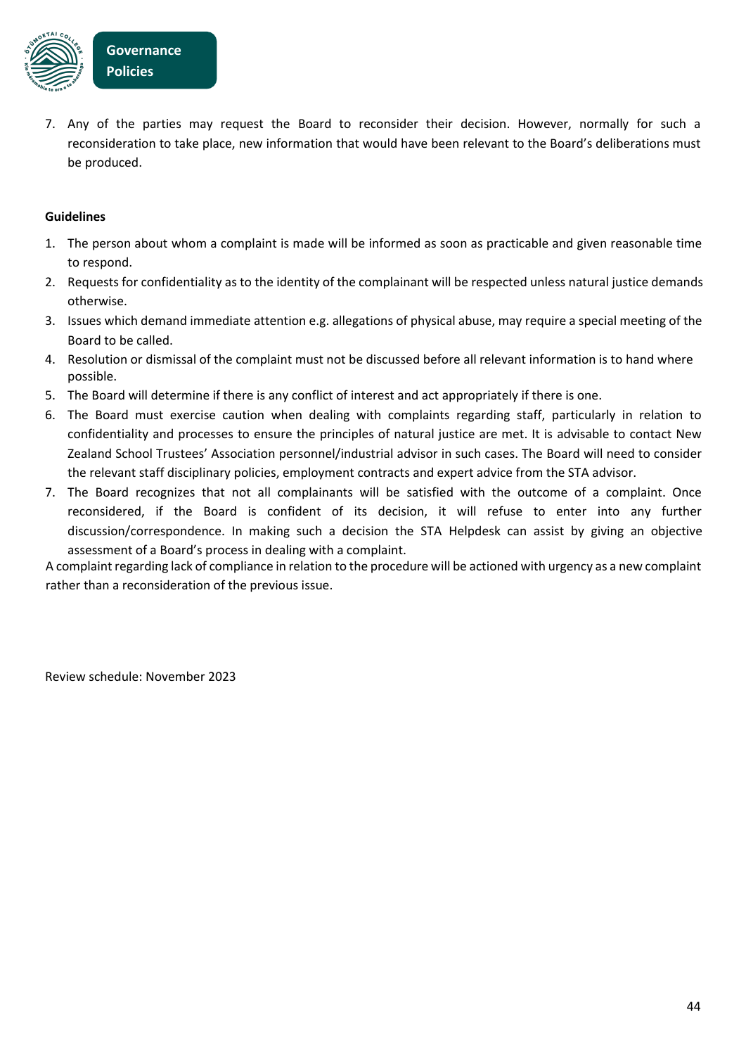7. Any of the parties may request the Board to reconsider their decision. However, normally for such a reconsideration to take place, new information that would have been relevant to the Board's deliberations must be produced.

**Guidelines**

1. The person about whom a complaint is made will be informed as soon as practicable and given reasonable time to respond.
2. Requests for confidentiality as to the identity of the complainant will be respected unless natural justice demands otherwise.
3. Issues which demand immediate attention e.g. allegations of physical abuse, may require a special meeting of the Board to be called.
4. Resolution or dismissal of the complaint must not be discussed before all relevant information is to hand where possible.
5. The Board will determine if there is any conflict of interest and act appropriately if there is one.
6. The Board must exercise caution when dealing with complaints regarding staff, particularly in relation to confidentiality and processes to ensure the principles of natural justice are met. It is advisable to contact New Zealand School Trustees' Association personnel/industrial advisor in such cases. The Board will need to consider the relevant staff disciplinary policies, employment contracts and expert advice from the STA advisor.
7. The Board recognizes that not all complainants will be satisfied with the outcome of a complaint. Once reconsidered, if the Board is confident of its decision, it will refuse to enter into any further discussion/correspondence. In making such a decision the STA Helpdesk can assist by giving an objective assessment of a Board's process in dealing with a complaint.

A complaint regarding lack of compliance in relation to the procedure will be actioned with urgency as a new complaint rather than a reconsideration of the previous issue.

Review schedule: November 2023